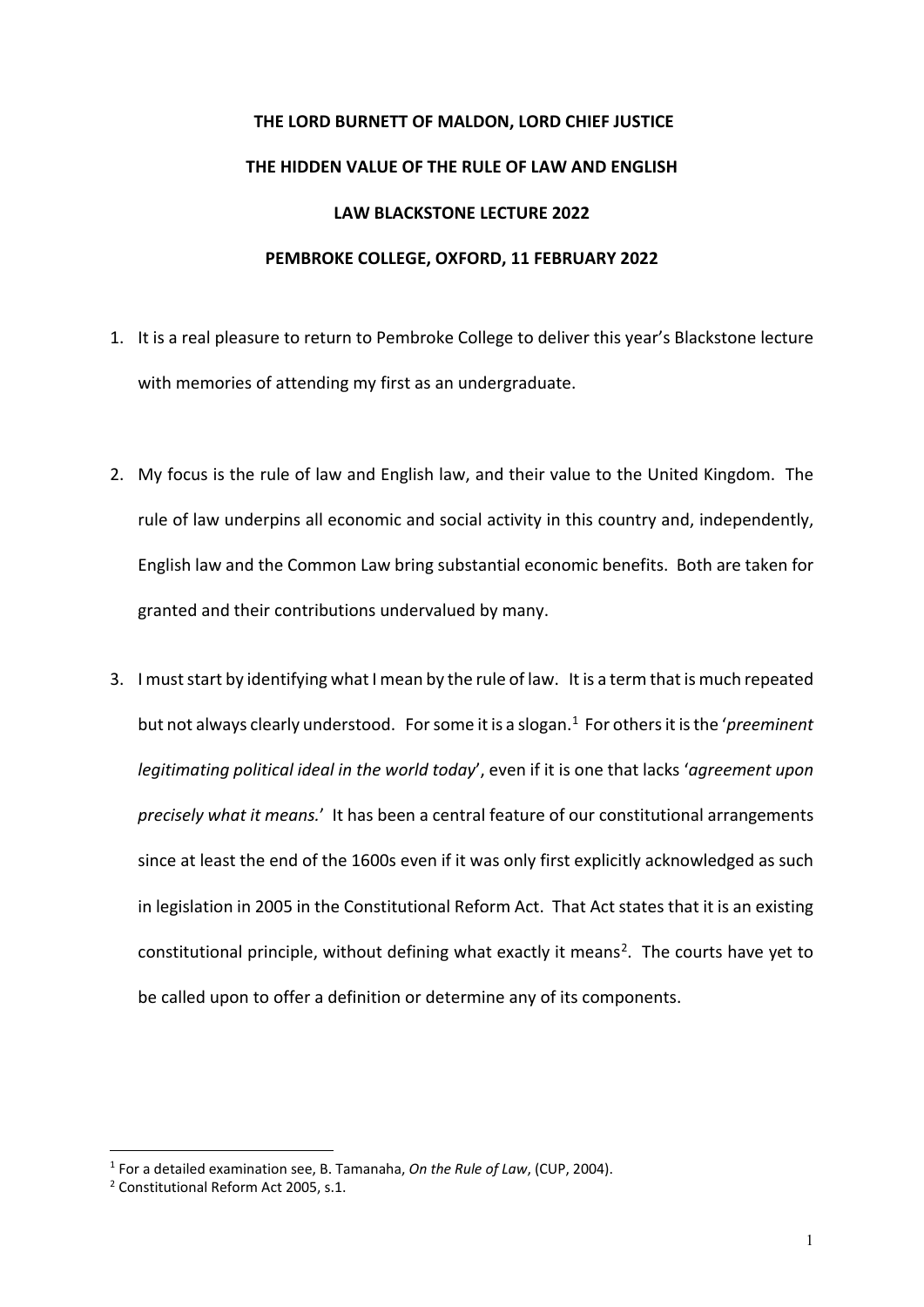**THE LORD BURNETT OF MALDON, LORD CHIEF JUSTICE**

**THE HIDDEN VALUE OF THE RULE OF LAW AND ENGLISH**

**LAW BLACKSTONE LECTURE 2022**

**PEMBROKE COLLEGE, OXFORD, 11 FEBRUARY 2022**

1. It is a real pleasure to return to Pembroke College to deliver this year's Blackstone lecture with memories of attending my first as an undergraduate.

2. My focus is the rule of law and English law, and their value to the United Kingdom. The rule of law underpins all economic and social activity in this country and, independently, English law and the Common Law bring substantial economic benefits. Both are taken for granted and their contributions undervalued by many.

3. I must start by identifying what I mean by the rule of law. It is a term that is much repeated but not always clearly understood. For some it is a slogan.[1] For others it is the '*preeminent legitimating political ideal in the world today*', even if it is one that lacks '*agreement upon precisely what it means.*' It has been a central feature of our constitutional arrangements since at least the end of the 1600s even if it was only first explicitly acknowledged as such in legislation in 2005 in the Constitutional Reform Act. That Act states that it is an existing constitutional principle, without defining what exactly it means[2]. The courts have yet to be called upon to offer a definition or determine any of its components.

---

[1] For a detailed examination see, B. Tamanaha, *On the Rule of Law*, (CUP, 2004).

[2] Constitutional Reform Act 2005, s.1.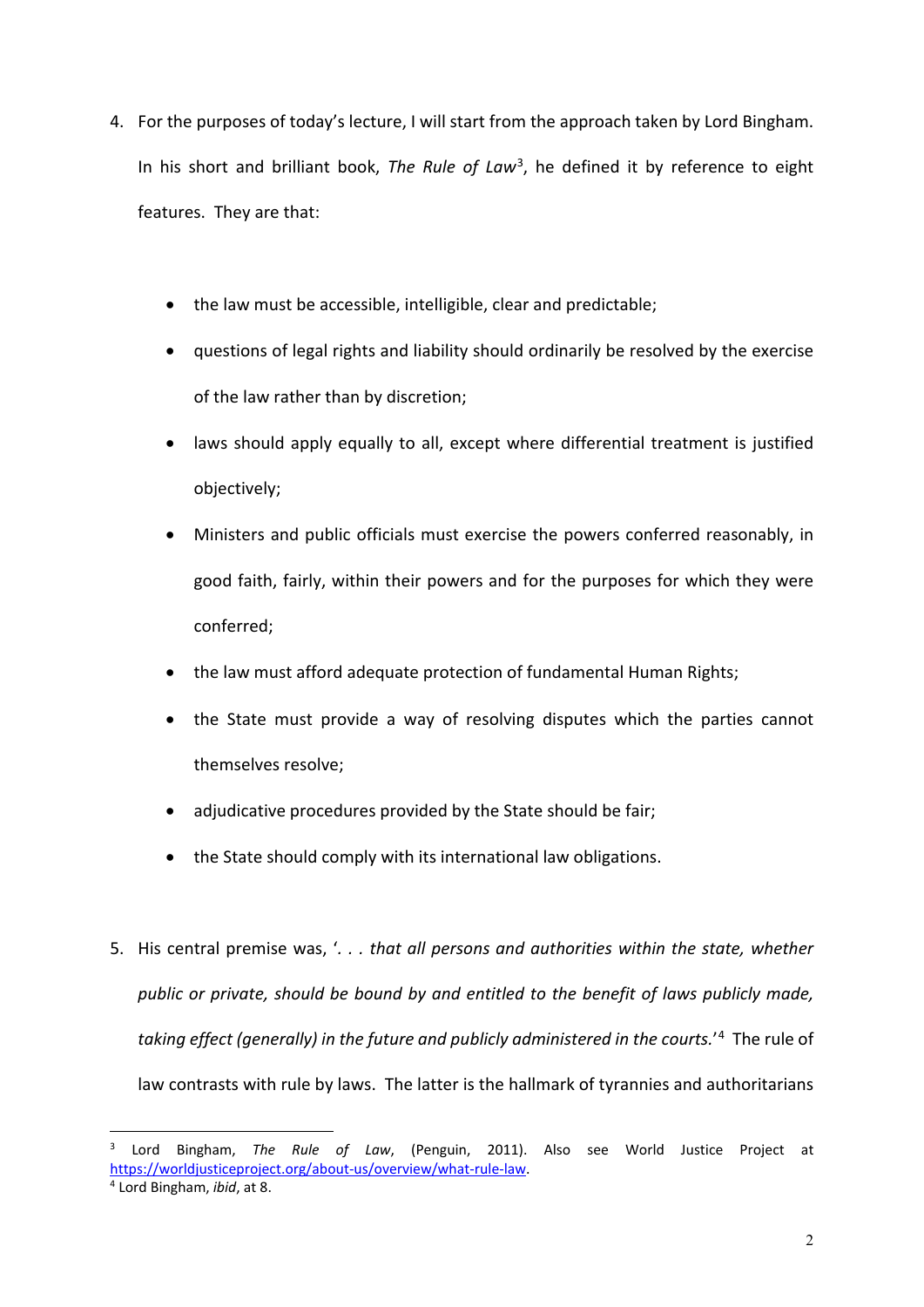4. For the purposes of today's lecture, I will start from the approach taken by Lord Bingham. In his short and brilliant book, *The Rule of Law*[3], he defined it by reference to eight features. They are that:

    - the law must be accessible, intelligible, clear and predictable;
    - questions of legal rights and liability should ordinarily be resolved by the exercise of the law rather than by discretion;
    - laws should apply equally to all, except where differential treatment is justified objectively;
    - Ministers and public officials must exercise the powers conferred reasonably, in good faith, fairly, within their powers and for the purposes for which they were conferred;
    - the law must afford adequate protection of fundamental Human Rights;
    - the State must provide a way of resolving disputes which the parties cannot themselves resolve;
    - adjudicative procedures provided by the State should be fair;
    - the State should comply with its international law obligations.

5. His central premise was, '*. . . that all persons and authorities within the state, whether public or private, should be bound by and entitled to the benefit of laws publicly made, taking effect (generally) in the future and publicly administered in the courts.*'[4] The rule of law contrasts with rule by laws. The latter is the hallmark of tyrannies and authoritarians

---

[3] Lord Bingham, *The Rule of Law*, (Penguin, 2011). Also see World Justice Project at https://worldjusticeproject.org/about-us/overview/what-rule-law.

[4] Lord Bingham, *ibid*, at 8.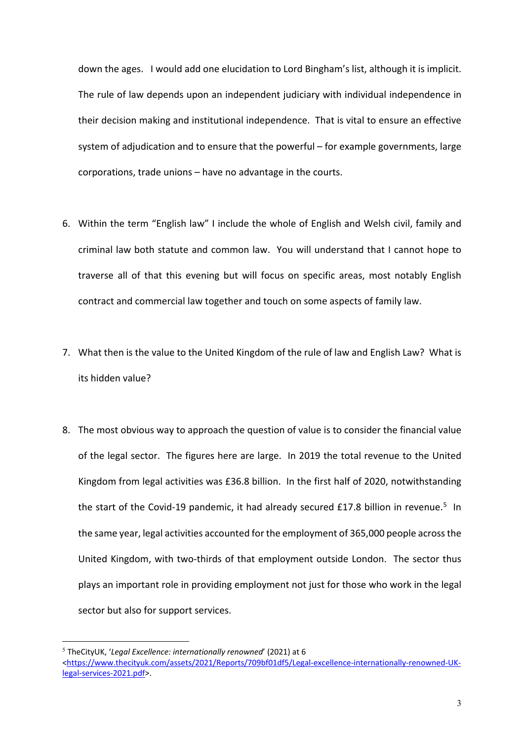down the ages. I would add one elucidation to Lord Bingham's list, although it is implicit. The rule of law depends upon an independent judiciary with individual independence in their decision making and institutional independence. That is vital to ensure an effective system of adjudication and to ensure that the powerful – for example governments, large corporations, trade unions – have no advantage in the courts.

6. Within the term "English law" I include the whole of English and Welsh civil, family and criminal law both statute and common law. You will understand that I cannot hope to traverse all of that this evening but will focus on specific areas, most notably English contract and commercial law together and touch on some aspects of family law.

7. What then is the value to the United Kingdom of the rule of law and English Law? What is its hidden value?

8. The most obvious way to approach the question of value is to consider the financial value of the legal sector. The figures here are large. In 2019 the total revenue to the United Kingdom from legal activities was £36.8 billion. In the first half of 2020, notwithstanding the start of the Covid-19 pandemic, it had already secured £17.8 billion in revenue.[5] In the same year, legal activities accounted for the employment of 365,000 people across the United Kingdom, with two-thirds of that employment outside London. The sector thus plays an important role in providing employment not just for those who work in the legal sector but also for support services.

---

[5] TheCityUK, '*Legal Excellence: internationally renowned*' (2021) at 6 <https://www.thecityuk.com/assets/2021/Reports/709bf01df5/Legal-excellence-internationally-renowned-UK-legal-services-2021.pdf>.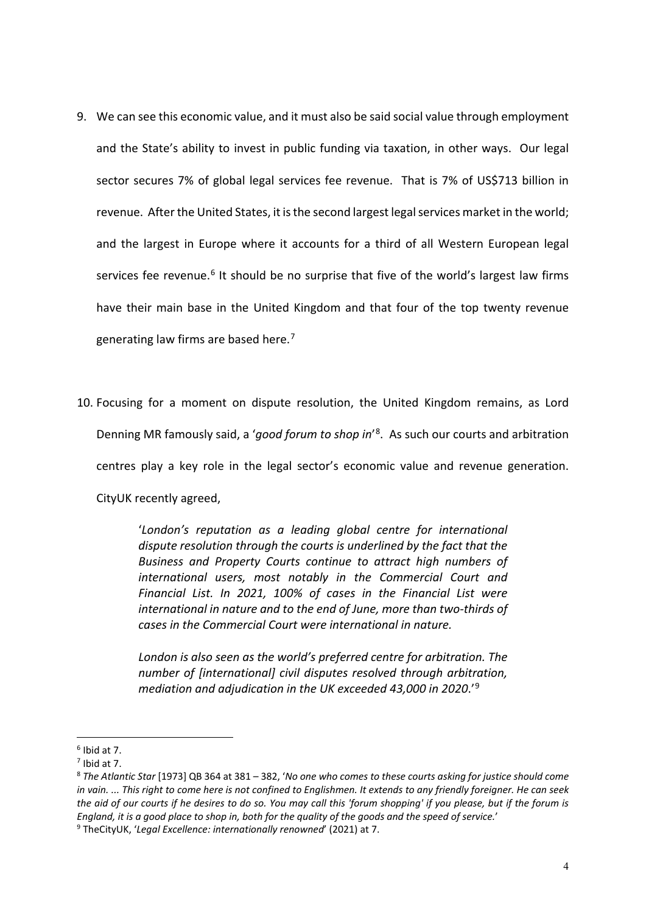9. We can see this economic value, and it must also be said social value through employment and the State's ability to invest in public funding via taxation, in other ways. Our legal sector secures 7% of global legal services fee revenue. That is 7% of US$713 billion in revenue. After the United States, it is the second largest legal services market in the world; and the largest in Europe where it accounts for a third of all Western European legal services fee revenue.[6] It should be no surprise that five of the world's largest law firms have their main base in the United Kingdom and that four of the top twenty revenue generating law firms are based here.[7]

10. Focusing for a moment on dispute resolution, the United Kingdom remains, as Lord Denning MR famously said, a '*good forum to shop in*'[8]. As such our courts and arbitration centres play a key role in the legal sector's economic value and revenue generation. CityUK recently agreed,

> '*London's reputation as a leading global centre for international dispute resolution through the courts is underlined by the fact that the Business and Property Courts continue to attract high numbers of international users, most notably in the Commercial Court and Financial List. In 2021, 100% of cases in the Financial List were international in nature and to the end of June, more than two-thirds of cases in the Commercial Court were international in nature.*
>
> *London is also seen as the world's preferred centre for arbitration. The number of [international] civil disputes resolved through arbitration, mediation and adjudication in the UK exceeded 43,000 in 2020.*'[9]

---

[6] Ibid at 7.

[7] Ibid at 7.

[8] *The Atlantic Star* [1973] QB 364 at 381 – 382, '*No one who comes to these courts asking for justice should come in vain. ... This right to come here is not confined to Englishmen. It extends to any friendly foreigner. He can seek the aid of our courts if he desires to do so. You may call this 'forum shopping' if you please, but if the forum is England, it is a good place to shop in, both for the quality of the goods and the speed of service.*'

[9] TheCityUK, '*Legal Excellence: internationally renowned*' (2021) at 7.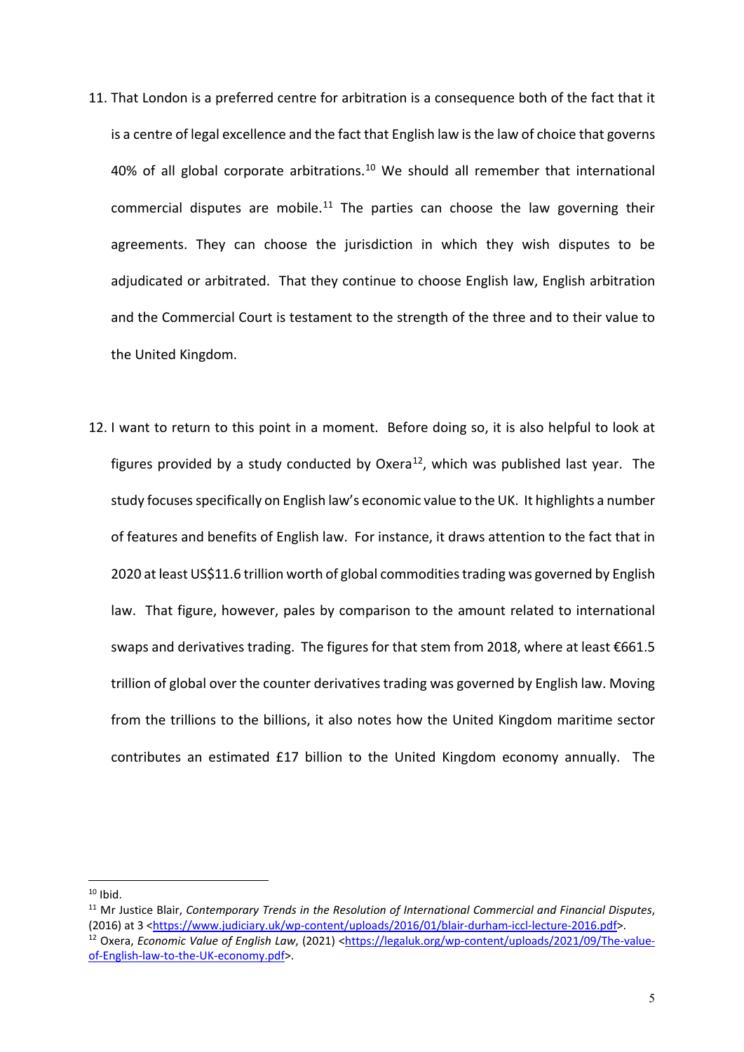11. That London is a preferred centre for arbitration is a consequence both of the fact that it is a centre of legal excellence and the fact that English law is the law of choice that governs 40% of all global corporate arbitrations.[10] We should all remember that international commercial disputes are mobile.[11] The parties can choose the law governing their agreements. They can choose the jurisdiction in which they wish disputes to be adjudicated or arbitrated. That they continue to choose English law, English arbitration and the Commercial Court is testament to the strength of the three and to their value to the United Kingdom.

12. I want to return to this point in a moment. Before doing so, it is also helpful to look at figures provided by a study conducted by Oxera[12], which was published last year. The study focuses specifically on English law's economic value to the UK. It highlights a number of features and benefits of English law. For instance, it draws attention to the fact that in 2020 at least US$11.6 trillion worth of global commodities trading was governed by English law. That figure, however, pales by comparison to the amount related to international swaps and derivatives trading. The figures for that stem from 2018, where at least €661.5 trillion of global over the counter derivatives trading was governed by English law. Moving from the trillions to the billions, it also notes how the United Kingdom maritime sector contributes an estimated £17 billion to the United Kingdom economy annually. The

---

[10] Ibid.

[11] Mr Justice Blair, *Contemporary Trends in the Resolution of International Commercial and Financial Disputes*, (2016) at 3 <https://www.judiciary.uk/wp-content/uploads/2016/01/blair-durham-iccl-lecture-2016.pdf>.

[12] Oxera, *Economic Value of English Law*, (2021) <https://legaluk.org/wp-content/uploads/2021/09/The-value-of-English-law-to-the-UK-economy.pdf>.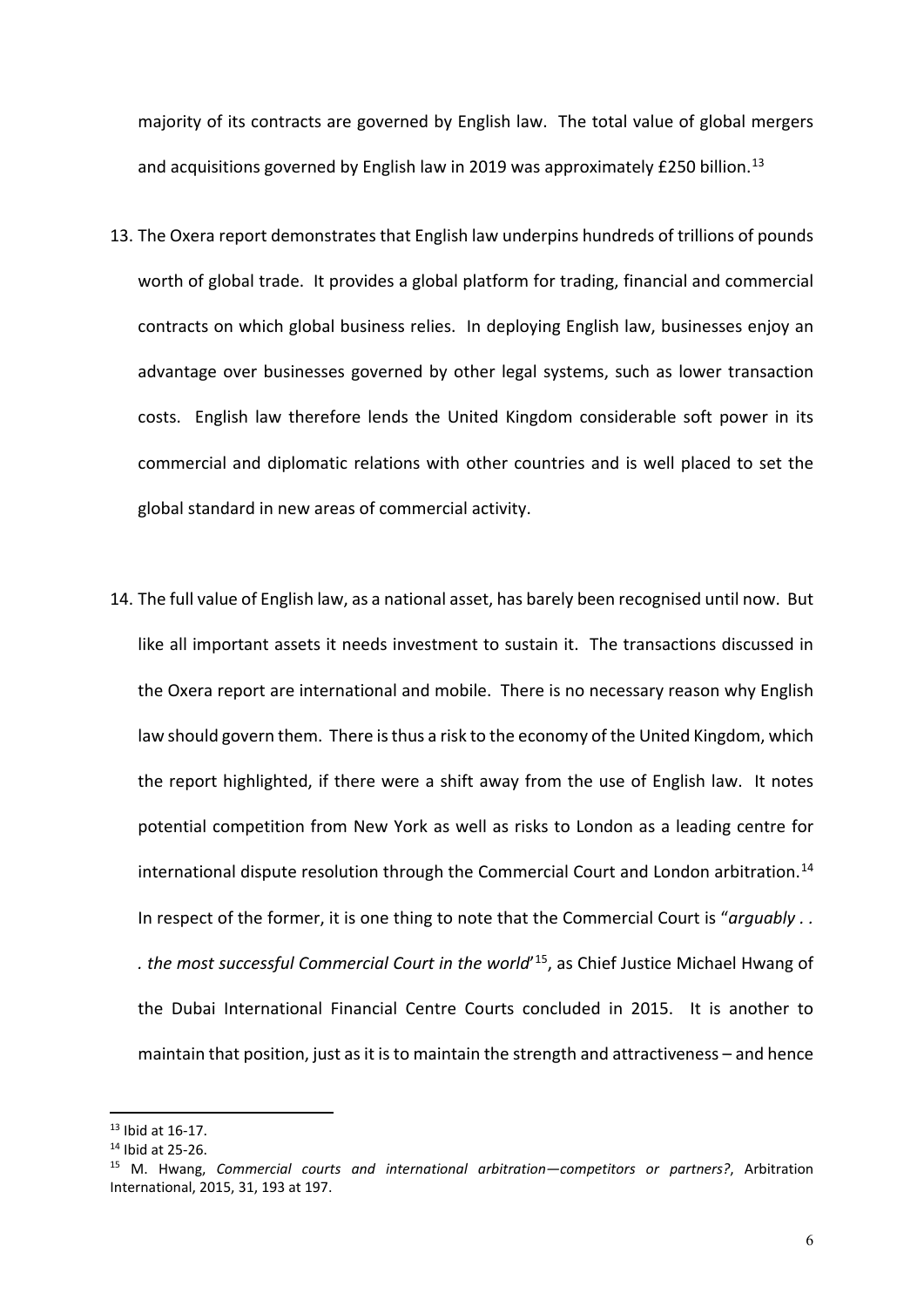majority of its contracts are governed by English law. The total value of global mergers and acquisitions governed by English law in 2019 was approximately £250 billion.[13]

13. The Oxera report demonstrates that English law underpins hundreds of trillions of pounds worth of global trade. It provides a global platform for trading, financial and commercial contracts on which global business relies. In deploying English law, businesses enjoy an advantage over businesses governed by other legal systems, such as lower transaction costs. English law therefore lends the United Kingdom considerable soft power in its commercial and diplomatic relations with other countries and is well placed to set the global standard in new areas of commercial activity.

14. The full value of English law, as a national asset, has barely been recognised until now. But like all important assets it needs investment to sustain it. The transactions discussed in the Oxera report are international and mobile. There is no necessary reason why English law should govern them. There is thus a risk to the economy of the United Kingdom, which the report highlighted, if there were a shift away from the use of English law. It notes potential competition from New York as well as risks to London as a leading centre for international dispute resolution through the Commercial Court and London arbitration.[14] In respect of the former, it is one thing to note that the Commercial Court is "*arguably . . . the most successful Commercial Court in the world*'[15], as Chief Justice Michael Hwang of the Dubai International Financial Centre Courts concluded in 2015. It is another to maintain that position, just as it is to maintain the strength and attractiveness – and hence

---

[13] Ibid at 16-17.

[14] Ibid at 25-26.

[15] M. Hwang, *Commercial courts and international arbitration—competitors or partners?*, Arbitration International, 2015, 31, 193 at 197.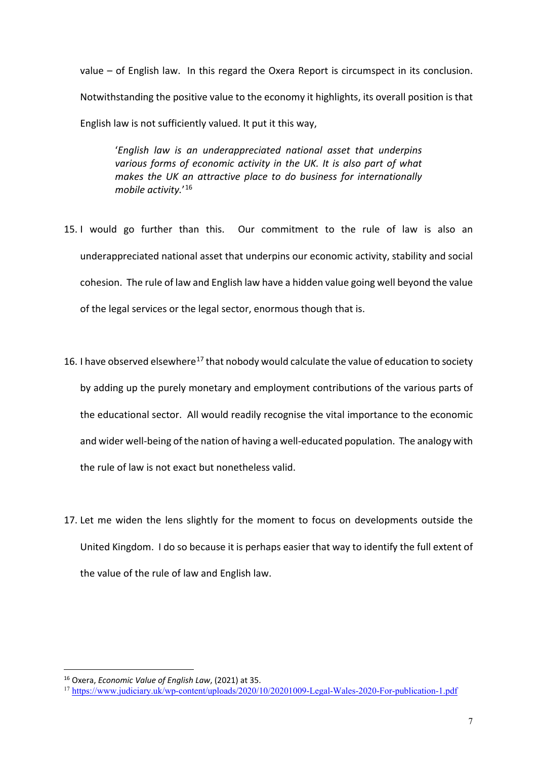value – of English law. In this regard the Oxera Report is circumspect in its conclusion. Notwithstanding the positive value to the economy it highlights, its overall position is that English law is not sufficiently valued. It put it this way,

> '*English law is an underappreciated national asset that underpins various forms of economic activity in the UK. It is also part of what makes the UK an attractive place to do business for internationally mobile activity.*'[16]

15. I would go further than this. Our commitment to the rule of law is also an underappreciated national asset that underpins our economic activity, stability and social cohesion. The rule of law and English law have a hidden value going well beyond the value of the legal services or the legal sector, enormous though that is.

16. I have observed elsewhere[17] that nobody would calculate the value of education to society by adding up the purely monetary and employment contributions of the various parts of the educational sector. All would readily recognise the vital importance to the economic and wider well-being of the nation of having a well-educated population. The analogy with the rule of law is not exact but nonetheless valid.

17. Let me widen the lens slightly for the moment to focus on developments outside the United Kingdom. I do so because it is perhaps easier that way to identify the full extent of the value of the rule of law and English law.

---

[16] Oxera, *Economic Value of English Law*, (2021) at 35.

[17] https://www.judiciary.uk/wp-content/uploads/2020/10/20201009-Legal-Wales-2020-For-publication-1.pdf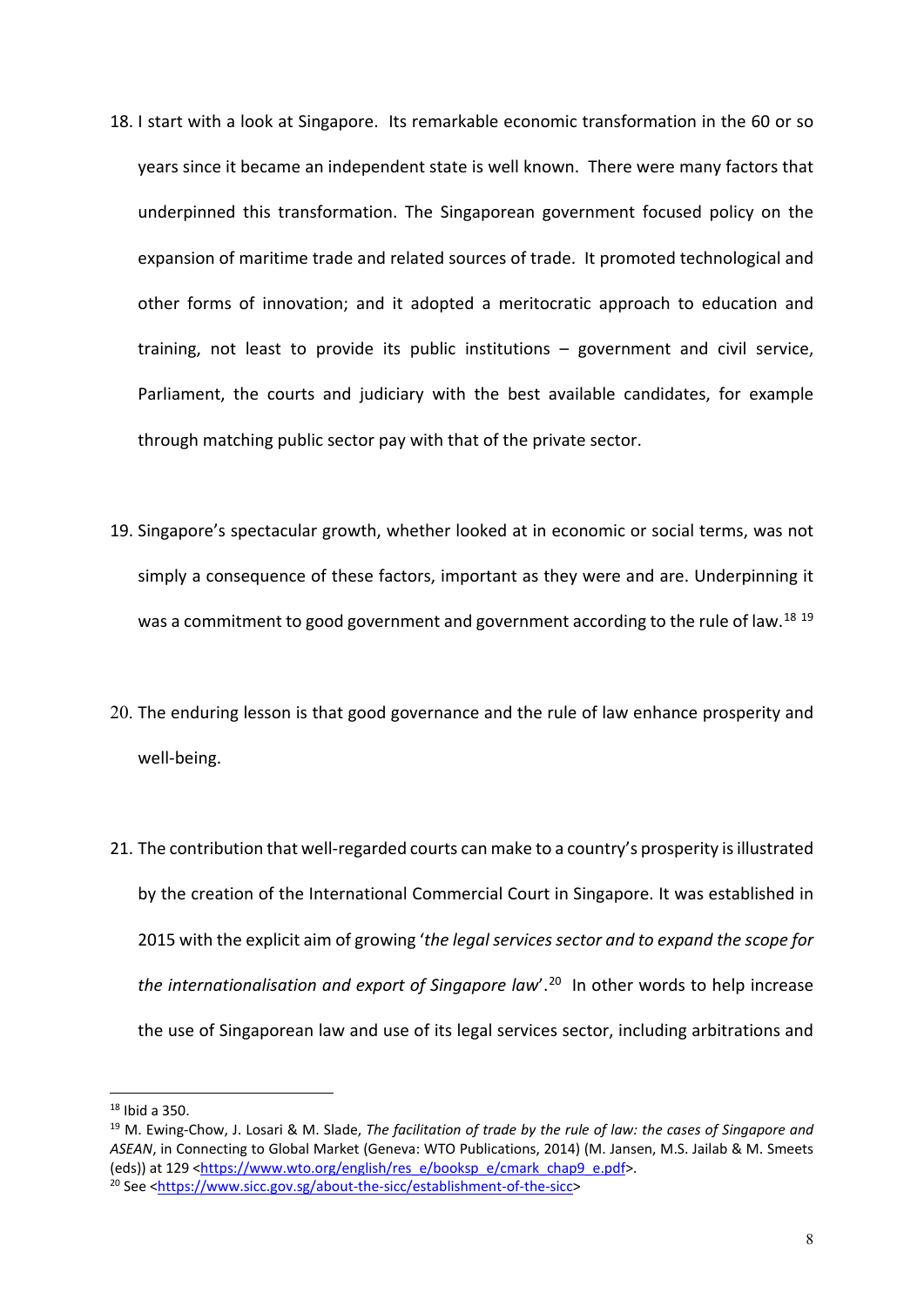18. I start with a look at Singapore. Its remarkable economic transformation in the 60 or so years since it became an independent state is well known. There were many factors that underpinned this transformation. The Singaporean government focused policy on the expansion of maritime trade and related sources of trade. It promoted technological and other forms of innovation; and it adopted a meritocratic approach to education and training, not least to provide its public institutions – government and civil service, Parliament, the courts and judiciary with the best available candidates, for example through matching public sector pay with that of the private sector.

19. Singapore's spectacular growth, whether looked at in economic or social terms, was not simply a consequence of these factors, important as they were and are. Underpinning it was a commitment to good government and government according to the rule of law.[18] [19]

20. The enduring lesson is that good governance and the rule of law enhance prosperity and well-being.

21. The contribution that well-regarded courts can make to a country's prosperity is illustrated by the creation of the International Commercial Court in Singapore. It was established in 2015 with the explicit aim of growing '*the legal services sector and to expand the scope for the internationalisation and export of Singapore law*'.[20] In other words to help increase the use of Singaporean law and use of its legal services sector, including arbitrations and

---

[18] Ibid a 350.

[19] M. Ewing-Chow, J. Losari & M. Slade, *The facilitation of trade by the rule of law: the cases of Singapore and ASEAN*, in Connecting to Global Market (Geneva: WTO Publications, 2014) (M. Jansen, M.S. Jailab & M. Smeets (eds)) at 129 <https://www.wto.org/english/res_e/booksp_e/cmark_chap9_e.pdf>.

[20] See <https://www.sicc.gov.sg/about-the-sicc/establishment-of-the-sicc>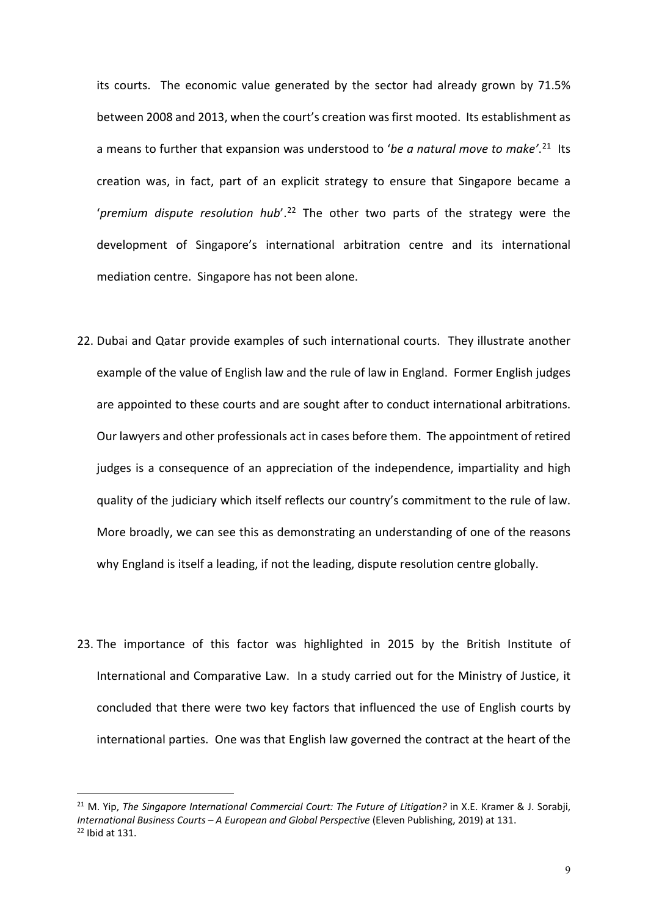its courts. The economic value generated by the sector had already grown by 71.5% between 2008 and 2013, when the court's creation was first mooted. Its establishment as a means to further that expansion was understood to '*be a natural move to make'*.[21] Its creation was, in fact, part of an explicit strategy to ensure that Singapore became a '*premium dispute resolution hub*'.[22] The other two parts of the strategy were the development of Singapore's international arbitration centre and its international mediation centre. Singapore has not been alone.

22. Dubai and Qatar provide examples of such international courts. They illustrate another example of the value of English law and the rule of law in England. Former English judges are appointed to these courts and are sought after to conduct international arbitrations. Our lawyers and other professionals act in cases before them. The appointment of retired judges is a consequence of an appreciation of the independence, impartiality and high quality of the judiciary which itself reflects our country's commitment to the rule of law. More broadly, we can see this as demonstrating an understanding of one of the reasons why England is itself a leading, if not the leading, dispute resolution centre globally.

23. The importance of this factor was highlighted in 2015 by the British Institute of International and Comparative Law. In a study carried out for the Ministry of Justice, it concluded that there were two key factors that influenced the use of English courts by international parties. One was that English law governed the contract at the heart of the

---

[21] M. Yip, *The Singapore International Commercial Court: The Future of Litigation?* in X.E. Kramer & J. Sorabji, *International Business Courts – A European and Global Perspective* (Eleven Publishing, 2019) at 131.

[22] Ibid at 131.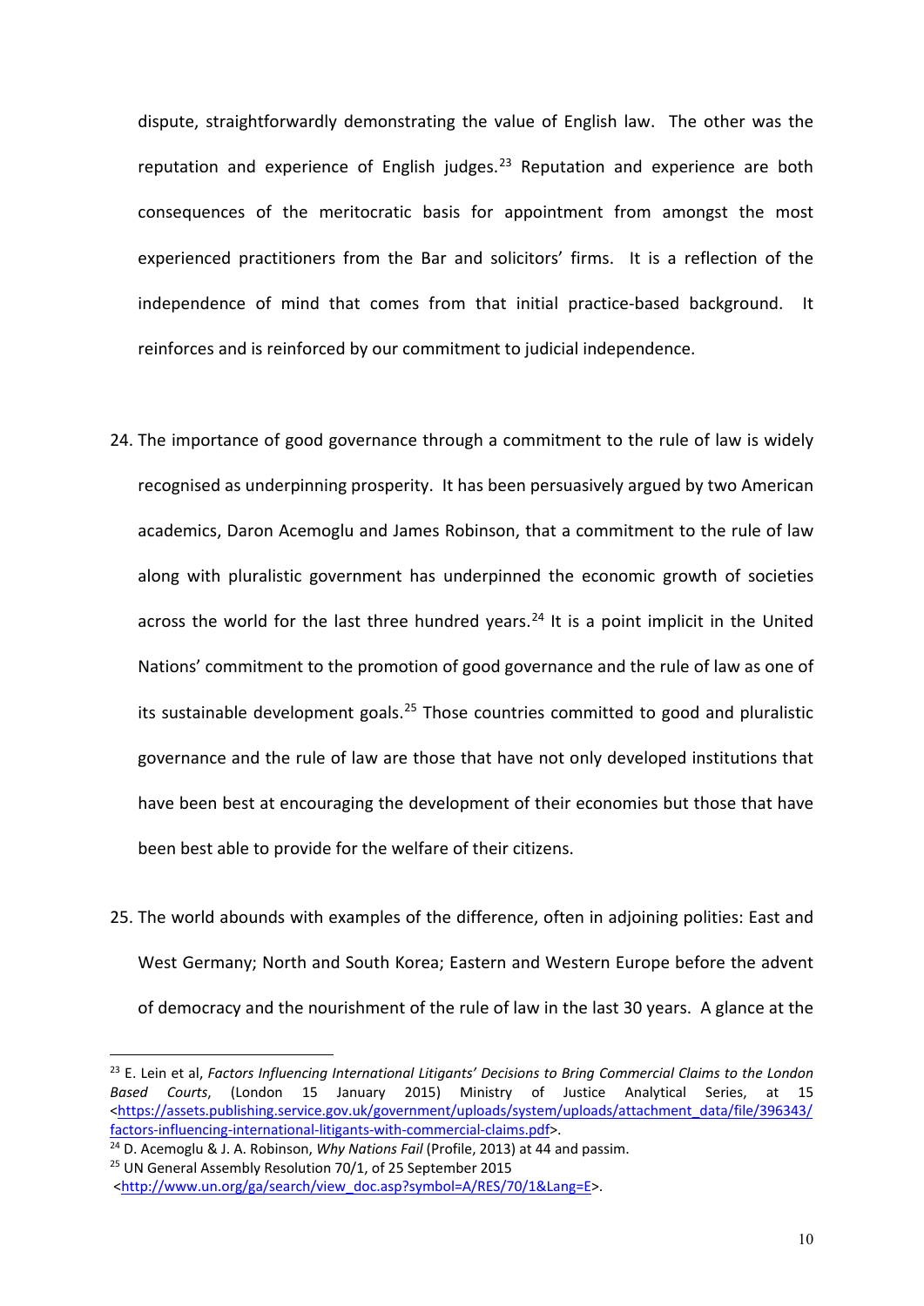dispute, straightforwardly demonstrating the value of English law. The other was the reputation and experience of English judges.[23] Reputation and experience are both consequences of the meritocratic basis for appointment from amongst the most experienced practitioners from the Bar and solicitors' firms. It is a reflection of the independence of mind that comes from that initial practice-based background. It reinforces and is reinforced by our commitment to judicial independence.

24. The importance of good governance through a commitment to the rule of law is widely recognised as underpinning prosperity. It has been persuasively argued by two American academics, Daron Acemoglu and James Robinson, that a commitment to the rule of law along with pluralistic government has underpinned the economic growth of societies across the world for the last three hundred years.[24] It is a point implicit in the United Nations' commitment to the promotion of good governance and the rule of law as one of its sustainable development goals.[25] Those countries committed to good and pluralistic governance and the rule of law are those that have not only developed institutions that have been best at encouraging the development of their economies but those that have been best able to provide for the welfare of their citizens.

25. The world abounds with examples of the difference, often in adjoining polities: East and West Germany; North and South Korea; Eastern and Western Europe before the advent of democracy and the nourishment of the rule of law in the last 30 years. A glance at the

---

[23] E. Lein et al, *Factors Influencing International Litigants' Decisions to Bring Commercial Claims to the London Based Courts*, (London 15 January 2015) Ministry of Justice Analytical Series, at 15 <https://assets.publishing.service.gov.uk/government/uploads/system/uploads/attachment_data/file/396343/factors-influencing-international-litigants-with-commercial-claims.pdf>.

[24] D. Acemoglu & J. A. Robinson, *Why Nations Fail* (Profile, 2013) at 44 and passim.

[25] UN General Assembly Resolution 70/1, of 25 September 2015 <http://www.un.org/ga/search/view_doc.asp?symbol=A/RES/70/1&Lang=E>.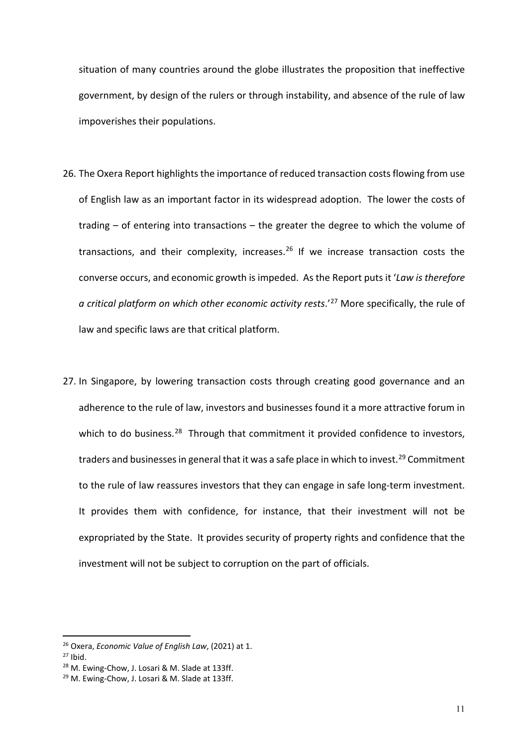situation of many countries around the globe illustrates the proposition that ineffective government, by design of the rulers or through instability, and absence of the rule of law impoverishes their populations.

26. The Oxera Report highlights the importance of reduced transaction costs flowing from use of English law as an important factor in its widespread adoption. The lower the costs of trading – of entering into transactions – the greater the degree to which the volume of transactions, and their complexity, increases.[26] If we increase transaction costs the converse occurs, and economic growth is impeded. As the Report puts it '*Law is therefore a critical platform on which other economic activity rests*.'[27] More specifically, the rule of law and specific laws are that critical platform.

27. In Singapore, by lowering transaction costs through creating good governance and an adherence to the rule of law, investors and businesses found it a more attractive forum in which to do business.[28] Through that commitment it provided confidence to investors, traders and businesses in general that it was a safe place in which to invest.[29] Commitment to the rule of law reassures investors that they can engage in safe long-term investment. It provides them with confidence, for instance, that their investment will not be expropriated by the State. It provides security of property rights and confidence that the investment will not be subject to corruption on the part of officials.

---

[26] Oxera, *Economic Value of English Law*, (2021) at 1.

[27] Ibid.

[28] M. Ewing-Chow, J. Losari & M. Slade at 133ff.

[29] M. Ewing-Chow, J. Losari & M. Slade at 133ff.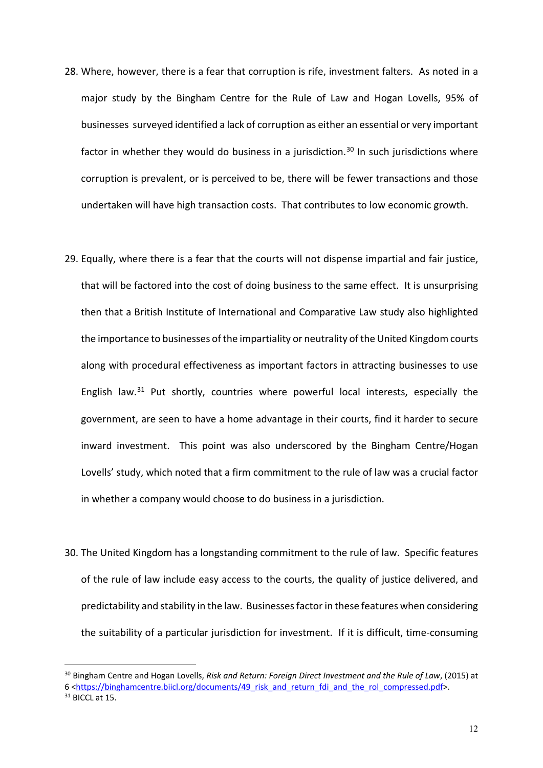28. Where, however, there is a fear that corruption is rife, investment falters. As noted in a major study by the Bingham Centre for the Rule of Law and Hogan Lovells, 95% of businesses surveyed identified a lack of corruption as either an essential or very important factor in whether they would do business in a jurisdiction.[30] In such jurisdictions where corruption is prevalent, or is perceived to be, there will be fewer transactions and those undertaken will have high transaction costs. That contributes to low economic growth.

29. Equally, where there is a fear that the courts will not dispense impartial and fair justice, that will be factored into the cost of doing business to the same effect. It is unsurprising then that a British Institute of International and Comparative Law study also highlighted the importance to businesses of the impartiality or neutrality of the United Kingdom courts along with procedural effectiveness as important factors in attracting businesses to use English law.[31] Put shortly, countries where powerful local interests, especially the government, are seen to have a home advantage in their courts, find it harder to secure inward investment. This point was also underscored by the Bingham Centre/Hogan Lovells' study, which noted that a firm commitment to the rule of law was a crucial factor in whether a company would choose to do business in a jurisdiction.

30. The United Kingdom has a longstanding commitment to the rule of law. Specific features of the rule of law include easy access to the courts, the quality of justice delivered, and predictability and stability in the law. Businesses factor in these features when considering the suitability of a particular jurisdiction for investment. If it is difficult, time-consuming

---

[30] Bingham Centre and Hogan Lovells, *Risk and Return: Foreign Direct Investment and the Rule of Law*, (2015) at 6 <https://binghamcentre.biicl.org/documents/49_risk_and_return_fdi_and_the_rol_compressed.pdf>.

[31] BICCL at 15.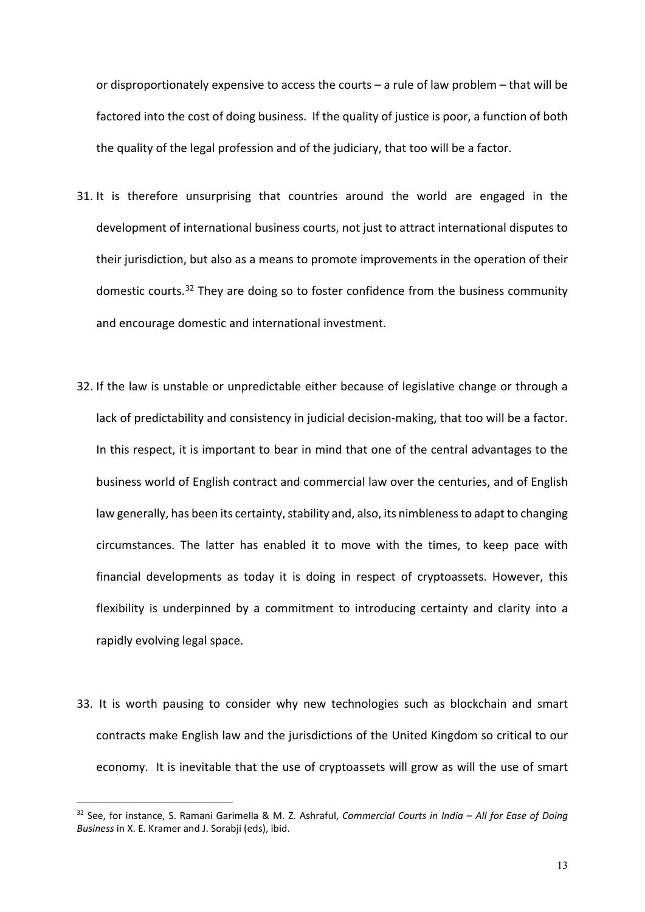or disproportionately expensive to access the courts – a rule of law problem – that will be factored into the cost of doing business. If the quality of justice is poor, a function of both the quality of the legal profession and of the judiciary, that too will be a factor.

31. It is therefore unsurprising that countries around the world are engaged in the development of international business courts, not just to attract international disputes to their jurisdiction, but also as a means to promote improvements in the operation of their domestic courts.[32] They are doing so to foster confidence from the business community and encourage domestic and international investment.

32. If the law is unstable or unpredictable either because of legislative change or through a lack of predictability and consistency in judicial decision-making, that too will be a factor. In this respect, it is important to bear in mind that one of the central advantages to the business world of English contract and commercial law over the centuries, and of English law generally, has been its certainty, stability and, also, its nimbleness to adapt to changing circumstances. The latter has enabled it to move with the times, to keep pace with financial developments as today it is doing in respect of cryptoassets. However, this flexibility is underpinned by a commitment to introducing certainty and clarity into a rapidly evolving legal space.

33. It is worth pausing to consider why new technologies such as blockchain and smart contracts make English law and the jurisdictions of the United Kingdom so critical to our economy. It is inevitable that the use of cryptoassets will grow as will the use of smart

---

[32] See, for instance, S. Ramani Garimella & M. Z. Ashraful, *Commercial Courts in India – All for Ease of Doing Business* in X. E. Kramer and J. Sorabji (eds), ibid.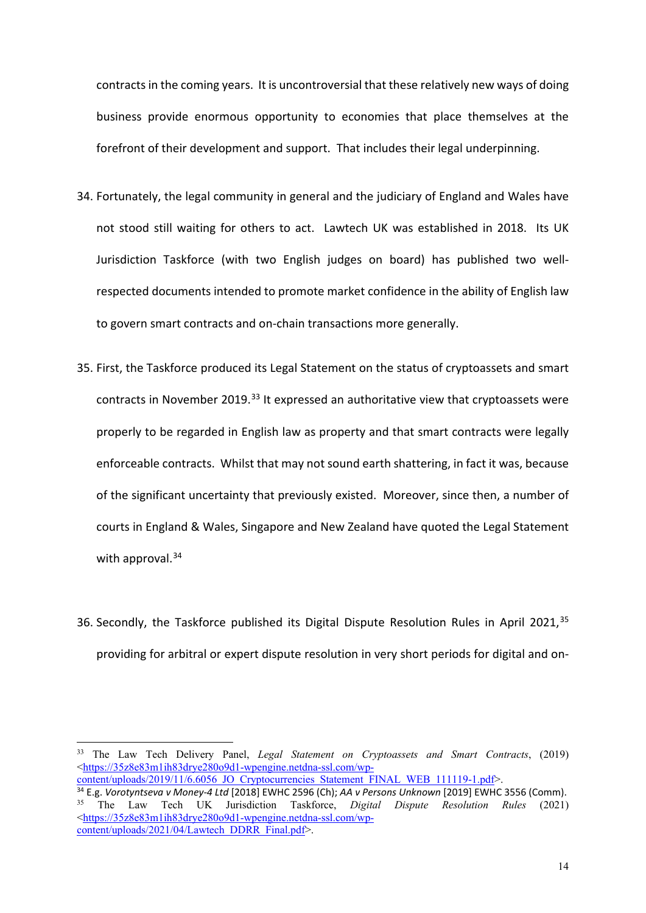contracts in the coming years. It is uncontroversial that these relatively new ways of doing business provide enormous opportunity to economies that place themselves at the forefront of their development and support. That includes their legal underpinning.

34. Fortunately, the legal community in general and the judiciary of England and Wales have not stood still waiting for others to act. Lawtech UK was established in 2018. Its UK Jurisdiction Taskforce (with two English judges on board) has published two well-respected documents intended to promote market confidence in the ability of English law to govern smart contracts and on-chain transactions more generally.

35. First, the Taskforce produced its Legal Statement on the status of cryptoassets and smart contracts in November 2019.[33] It expressed an authoritative view that cryptoassets were properly to be regarded in English law as property and that smart contracts were legally enforceable contracts. Whilst that may not sound earth shattering, in fact it was, because of the significant uncertainty that previously existed. Moreover, since then, a number of courts in England & Wales, Singapore and New Zealand have quoted the Legal Statement with approval.[34]

36. Secondly, the Taskforce published its Digital Dispute Resolution Rules in April 2021,[35] providing for arbitral or expert dispute resolution in very short periods for digital and on-

---

[33] The Law Tech Delivery Panel, *Legal Statement on Cryptoassets and Smart Contracts*, (2019) <https://35z8e83m1ih83drye280o9d1-wpengine.netdna-ssl.com/wp-content/uploads/2019/11/6.6056_JO_Cryptocurrencies_Statement_FINAL_WEB_111119-1.pdf>.

[34] E.g. *Vorotyntseva v Money-4 Ltd* [2018] EWHC 2596 (Ch); *AA v Persons Unknown* [2019] EWHC 3556 (Comm).

[35] The Law Tech UK Jurisdiction Taskforce, *Digital Dispute Resolution Rules* (2021) <https://35z8e83m1ih83drye280o9d1-wpengine.netdna-ssl.com/wp-content/uploads/2021/04/Lawtech_DDRR_Final.pdf>.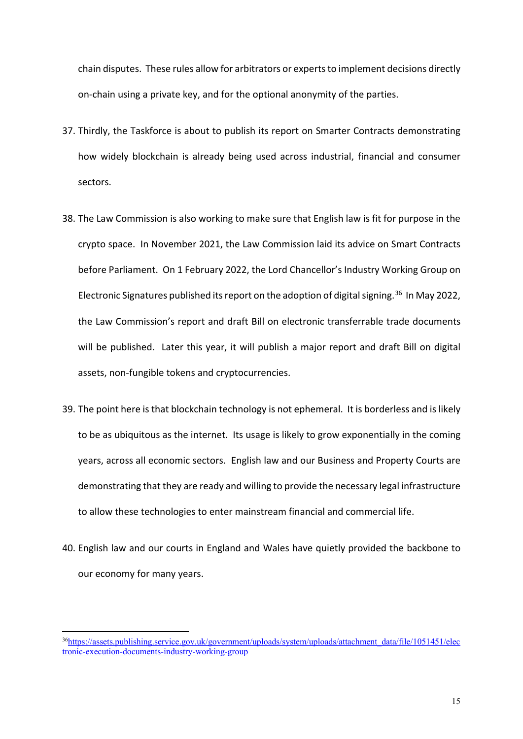chain disputes. These rules allow for arbitrators or experts to implement decisions directly on-chain using a private key, and for the optional anonymity of the parties.

37. Thirdly, the Taskforce is about to publish its report on Smarter Contracts demonstrating how widely blockchain is already being used across industrial, financial and consumer sectors.

38. The Law Commission is also working to make sure that English law is fit for purpose in the crypto space. In November 2021, the Law Commission laid its advice on Smart Contracts before Parliament. On 1 February 2022, the Lord Chancellor's Industry Working Group on Electronic Signatures published its report on the adoption of digital signing.[36] In May 2022, the Law Commission's report and draft Bill on electronic transferrable trade documents will be published. Later this year, it will publish a major report and draft Bill on digital assets, non-fungible tokens and cryptocurrencies.

39. The point here is that blockchain technology is not ephemeral. It is borderless and is likely to be as ubiquitous as the internet. Its usage is likely to grow exponentially in the coming years, across all economic sectors. English law and our Business and Property Courts are demonstrating that they are ready and willing to provide the necessary legal infrastructure to allow these technologies to enter mainstream financial and commercial life.

40. English law and our courts in England and Wales have quietly provided the backbone to our economy for many years.

---

[36] https://assets.publishing.service.gov.uk/government/uploads/system/uploads/attachment_data/file/1051451/electronic-execution-documents-industry-working-group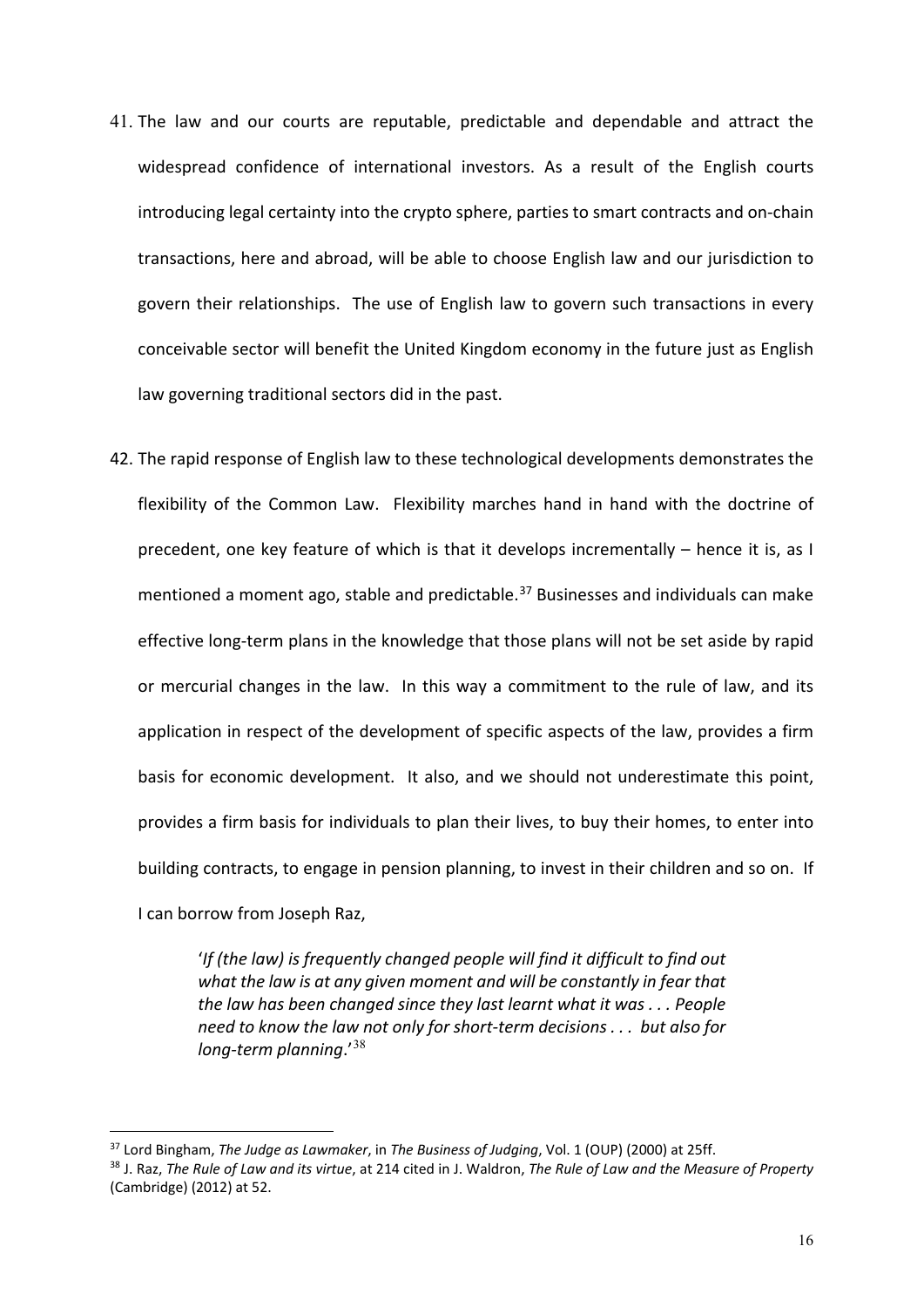41. The law and our courts are reputable, predictable and dependable and attract the widespread confidence of international investors. As a result of the English courts introducing legal certainty into the crypto sphere, parties to smart contracts and on-chain transactions, here and abroad, will be able to choose English law and our jurisdiction to govern their relationships. The use of English law to govern such transactions in every conceivable sector will benefit the United Kingdom economy in the future just as English law governing traditional sectors did in the past.

42. The rapid response of English law to these technological developments demonstrates the flexibility of the Common Law. Flexibility marches hand in hand with the doctrine of precedent, one key feature of which is that it develops incrementally – hence it is, as I mentioned a moment ago, stable and predictable.[37] Businesses and individuals can make effective long-term plans in the knowledge that those plans will not be set aside by rapid or mercurial changes in the law. In this way a commitment to the rule of law, and its application in respect of the development of specific aspects of the law, provides a firm basis for economic development. It also, and we should not underestimate this point, provides a firm basis for individuals to plan their lives, to buy their homes, to enter into building contracts, to engage in pension planning, to invest in their children and so on. If I can borrow from Joseph Raz,

> '*If (the law) is frequently changed people will find it difficult to find out what the law is at any given moment and will be constantly in fear that the law has been changed since they last learnt what it was . . . People need to know the law not only for short-term decisions . . . but also for long-term planning*.'[38]

---

[37] Lord Bingham, *The Judge as Lawmaker*, in *The Business of Judging*, Vol. 1 (OUP) (2000) at 25ff.

[38] J. Raz, *The Rule of Law and its virtue*, at 214 cited in J. Waldron, *The Rule of Law and the Measure of Property* (Cambridge) (2012) at 52.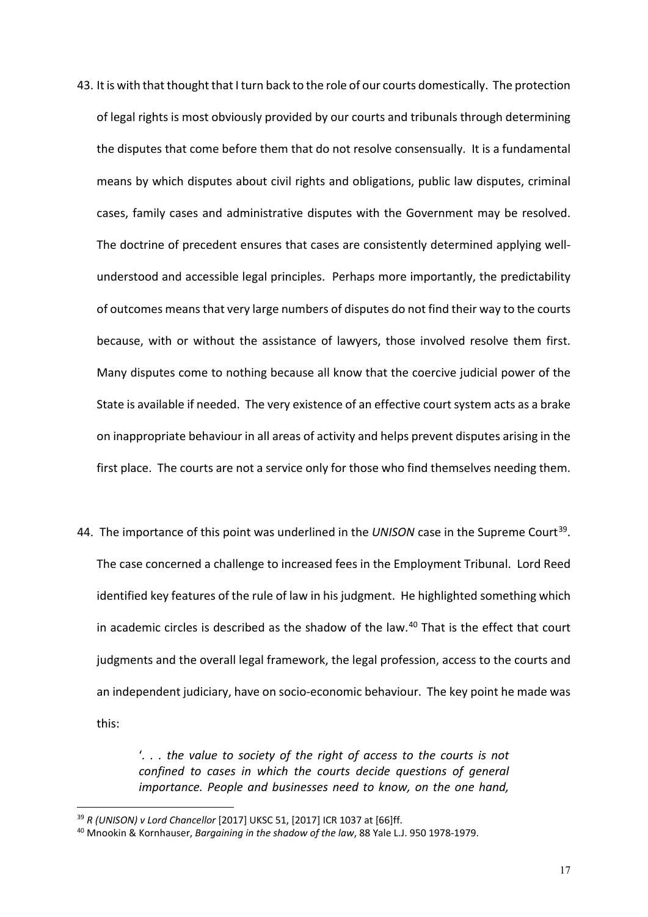43. It is with that thought that I turn back to the role of our courts domestically. The protection of legal rights is most obviously provided by our courts and tribunals through determining the disputes that come before them that do not resolve consensually. It is a fundamental means by which disputes about civil rights and obligations, public law disputes, criminal cases, family cases and administrative disputes with the Government may be resolved. The doctrine of precedent ensures that cases are consistently determined applying well-understood and accessible legal principles. Perhaps more importantly, the predictability of outcomes means that very large numbers of disputes do not find their way to the courts because, with or without the assistance of lawyers, those involved resolve them first. Many disputes come to nothing because all know that the coercive judicial power of the State is available if needed. The very existence of an effective court system acts as a brake on inappropriate behaviour in all areas of activity and helps prevent disputes arising in the first place. The courts are not a service only for those who find themselves needing them.

44. The importance of this point was underlined in the *UNISON* case in the Supreme Court[39]. The case concerned a challenge to increased fees in the Employment Tribunal. Lord Reed identified key features of the rule of law in his judgment. He highlighted something which in academic circles is described as the shadow of the law.[40] That is the effect that court judgments and the overall legal framework, the legal profession, access to the courts and an independent judiciary, have on socio-economic behaviour. The key point he made was this:

> *'. . . the value to society of the right of access to the courts is not confined to cases in which the courts decide questions of general importance. People and businesses need to know, on the one hand,*

---

[39] *R (UNISON) v Lord Chancellor* [2017] UKSC 51, [2017] ICR 1037 at [66]ff.

[40] Mnookin & Kornhauser, *Bargaining in the shadow of the law*, 88 Yale L.J. 950 1978-1979.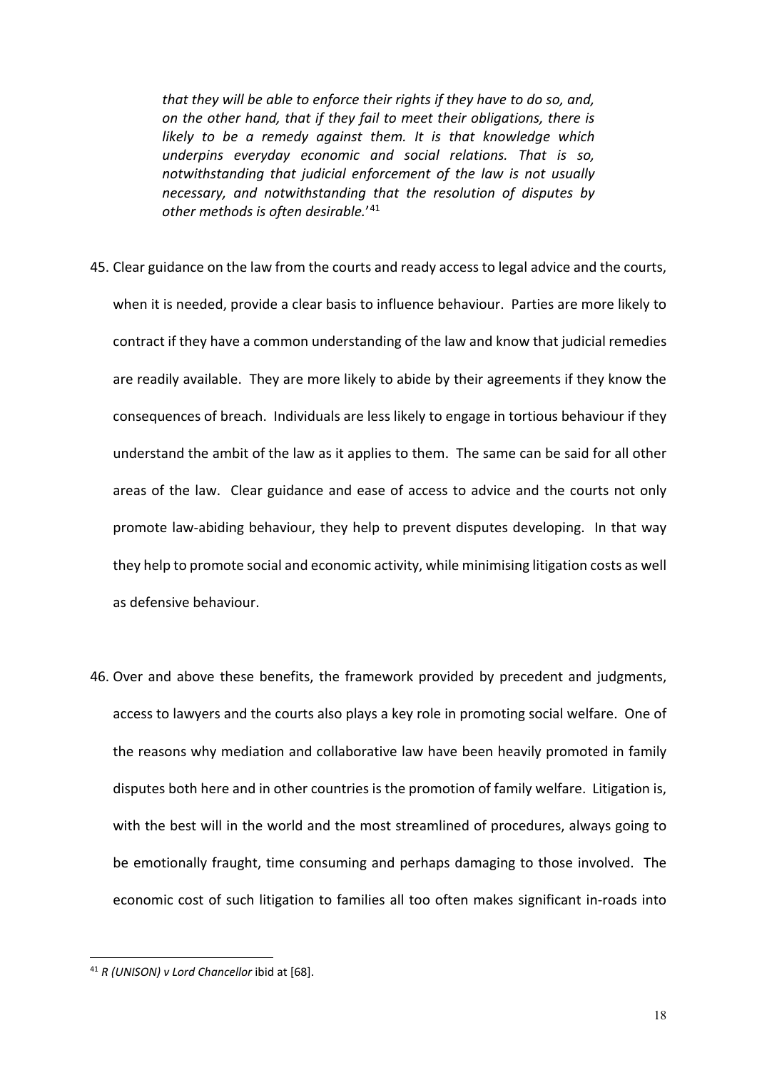*that they will be able to enforce their rights if they have to do so, and, on the other hand, that if they fail to meet their obligations, there is likely to be a remedy against them. It is that knowledge which underpins everyday economic and social relations. That is so, notwithstanding that judicial enforcement of the law is not usually necessary, and notwithstanding that the resolution of disputes by other methods is often desirable.*'[41]

45. Clear guidance on the law from the courts and ready access to legal advice and the courts, when it is needed, provide a clear basis to influence behaviour. Parties are more likely to contract if they have a common understanding of the law and know that judicial remedies are readily available. They are more likely to abide by their agreements if they know the consequences of breach. Individuals are less likely to engage in tortious behaviour if they understand the ambit of the law as it applies to them. The same can be said for all other areas of the law. Clear guidance and ease of access to advice and the courts not only promote law-abiding behaviour, they help to prevent disputes developing. In that way they help to promote social and economic activity, while minimising litigation costs as well as defensive behaviour.

46. Over and above these benefits, the framework provided by precedent and judgments, access to lawyers and the courts also plays a key role in promoting social welfare. One of the reasons why mediation and collaborative law have been heavily promoted in family disputes both here and in other countries is the promotion of family welfare. Litigation is, with the best will in the world and the most streamlined of procedures, always going to be emotionally fraught, time consuming and perhaps damaging to those involved. The economic cost of such litigation to families all too often makes significant in-roads into

---

[41] *R (UNISON) v Lord Chancellor* ibid at [68].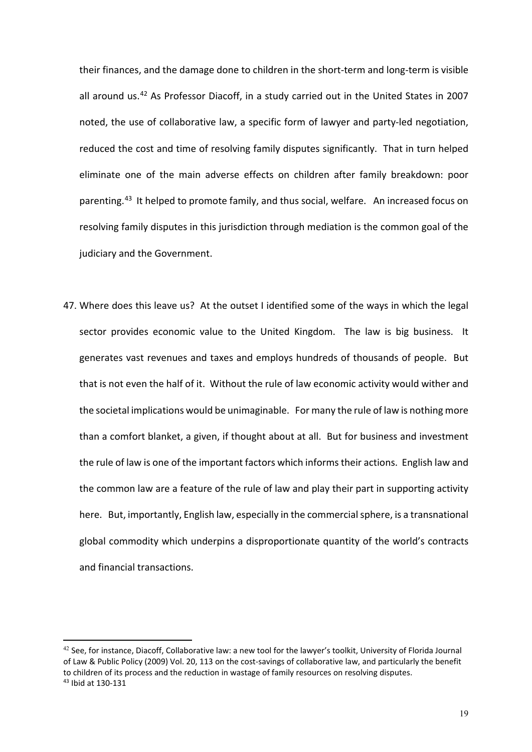their finances, and the damage done to children in the short-term and long-term is visible all around us.[42] As Professor Diacoff, in a study carried out in the United States in 2007 noted, the use of collaborative law, a specific form of lawyer and party-led negotiation, reduced the cost and time of resolving family disputes significantly. That in turn helped eliminate one of the main adverse effects on children after family breakdown: poor parenting.[43] It helped to promote family, and thus social, welfare. An increased focus on resolving family disputes in this jurisdiction through mediation is the common goal of the judiciary and the Government.

47. Where does this leave us? At the outset I identified some of the ways in which the legal sector provides economic value to the United Kingdom. The law is big business. It generates vast revenues and taxes and employs hundreds of thousands of people. But that is not even the half of it. Without the rule of law economic activity would wither and the societal implications would be unimaginable. For many the rule of law is nothing more than a comfort blanket, a given, if thought about at all. But for business and investment the rule of law is one of the important factors which informs their actions. English law and the common law are a feature of the rule of law and play their part in supporting activity here. But, importantly, English law, especially in the commercial sphere, is a transnational global commodity which underpins a disproportionate quantity of the world's contracts and financial transactions.

---

[42] See, for instance, Diacoff, Collaborative law: a new tool for the lawyer's toolkit, University of Florida Journal of Law & Public Policy (2009) Vol. 20, 113 on the cost-savings of collaborative law, and particularly the benefit to children of its process and the reduction in wastage of family resources on resolving disputes.

[43] Ibid at 130-131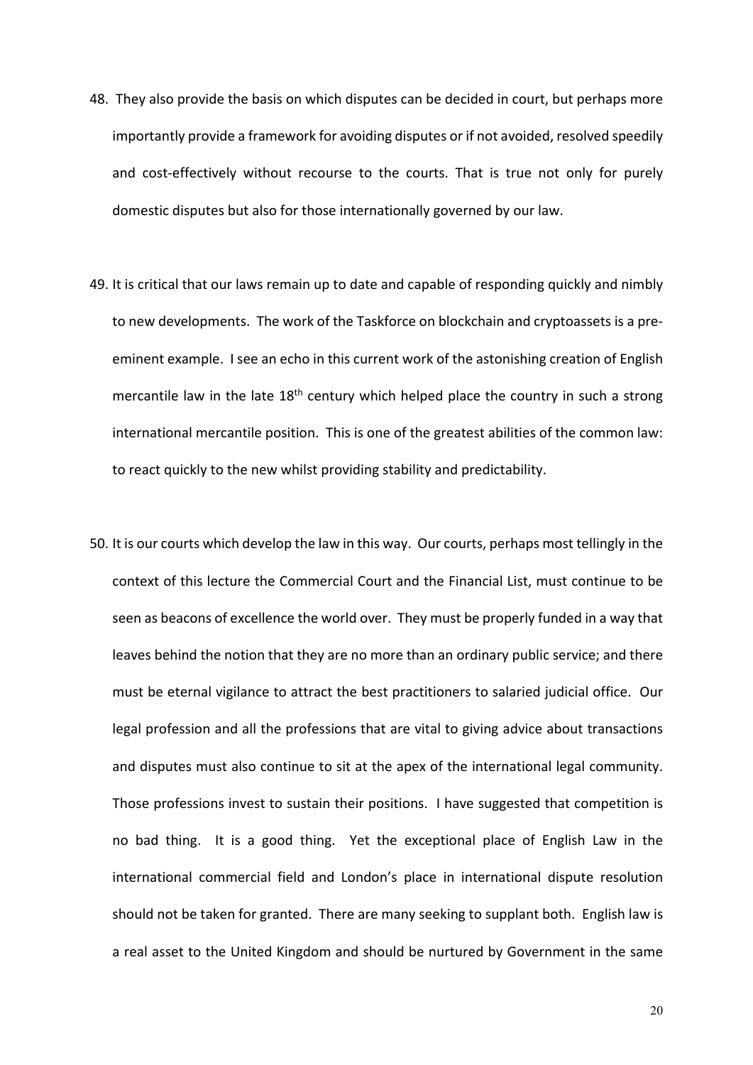48. They also provide the basis on which disputes can be decided in court, but perhaps more importantly provide a framework for avoiding disputes or if not avoided, resolved speedily and cost-effectively without recourse to the courts. That is true not only for purely domestic disputes but also for those internationally governed by our law.

49. It is critical that our laws remain up to date and capable of responding quickly and nimbly to new developments. The work of the Taskforce on blockchain and cryptoassets is a pre-eminent example. I see an echo in this current work of the astonishing creation of English mercantile law in the late 18th century which helped place the country in such a strong international mercantile position. This is one of the greatest abilities of the common law: to react quickly to the new whilst providing stability and predictability.

50. It is our courts which develop the law in this way. Our courts, perhaps most tellingly in the context of this lecture the Commercial Court and the Financial List, must continue to be seen as beacons of excellence the world over. They must be properly funded in a way that leaves behind the notion that they are no more than an ordinary public service; and there must be eternal vigilance to attract the best practitioners to salaried judicial office. Our legal profession and all the professions that are vital to giving advice about transactions and disputes must also continue to sit at the apex of the international legal community. Those professions invest to sustain their positions. I have suggested that competition is no bad thing. It is a good thing. Yet the exceptional place of English Law in the international commercial field and London's place in international dispute resolution should not be taken for granted. There are many seeking to supplant both. English law is a real asset to the United Kingdom and should be nurtured by Government in the same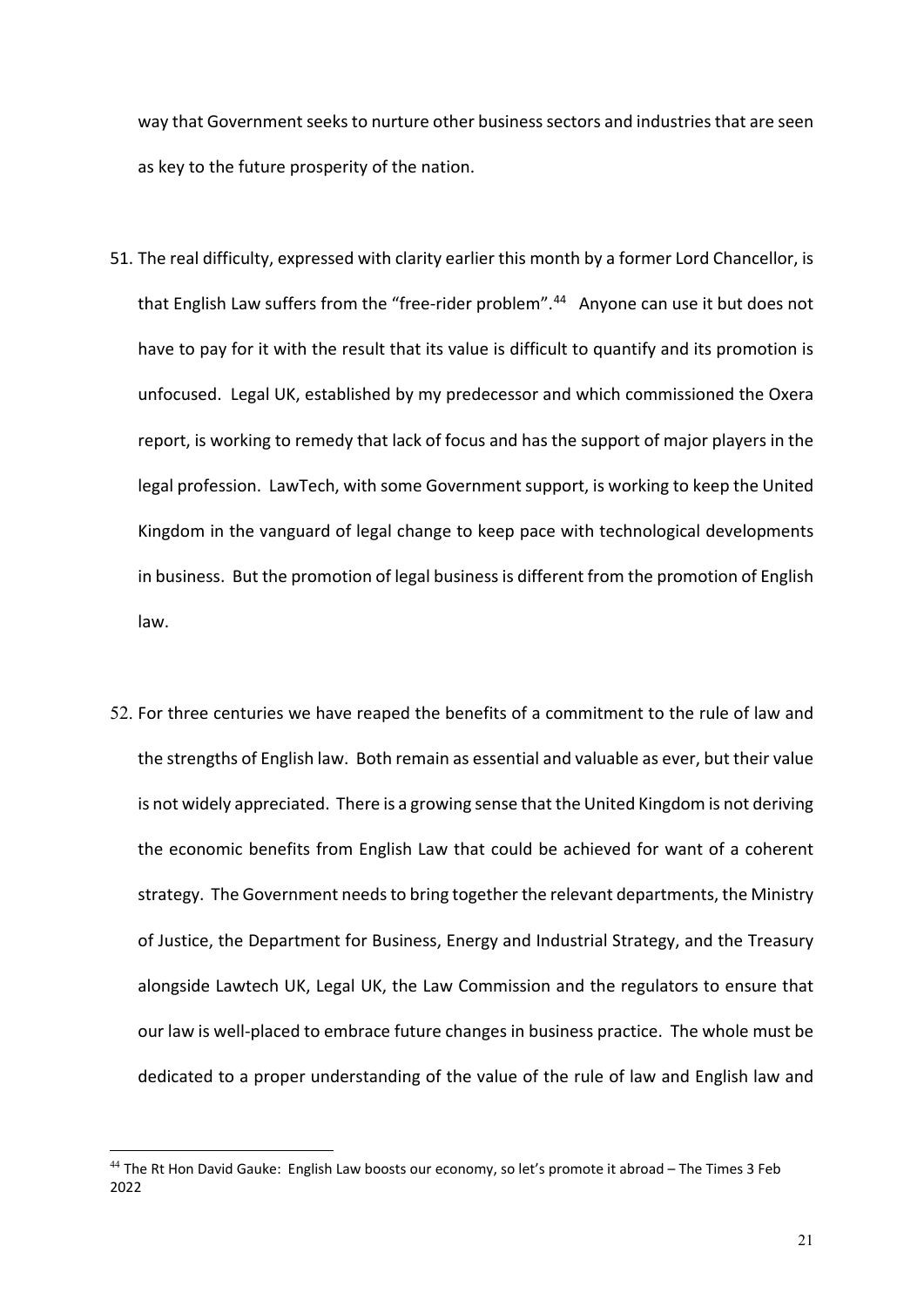way that Government seeks to nurture other business sectors and industries that are seen as key to the future prosperity of the nation.

51. The real difficulty, expressed with clarity earlier this month by a former Lord Chancellor, is that English Law suffers from the "free-rider problem".[44] Anyone can use it but does not have to pay for it with the result that its value is difficult to quantify and its promotion is unfocused. Legal UK, established by my predecessor and which commissioned the Oxera report, is working to remedy that lack of focus and has the support of major players in the legal profession. LawTech, with some Government support, is working to keep the United Kingdom in the vanguard of legal change to keep pace with technological developments in business. But the promotion of legal business is different from the promotion of English law.

52. For three centuries we have reaped the benefits of a commitment to the rule of law and the strengths of English law. Both remain as essential and valuable as ever, but their value is not widely appreciated. There is a growing sense that the United Kingdom is not deriving the economic benefits from English Law that could be achieved for want of a coherent strategy. The Government needs to bring together the relevant departments, the Ministry of Justice, the Department for Business, Energy and Industrial Strategy, and the Treasury alongside Lawtech UK, Legal UK, the Law Commission and the regulators to ensure that our law is well-placed to embrace future changes in business practice. The whole must be dedicated to a proper understanding of the value of the rule of law and English law and

---

[44] The Rt Hon David Gauke: English Law boosts our economy, so let's promote it abroad – The Times 3 Feb 2022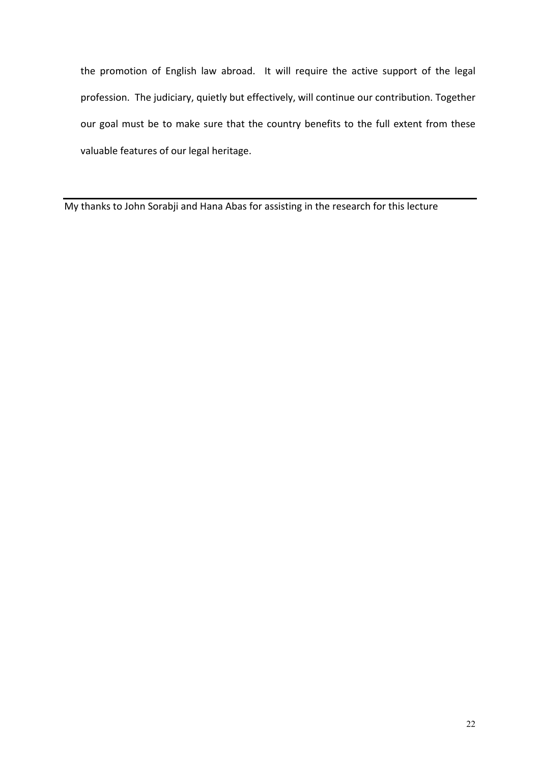the promotion of English law abroad. It will require the active support of the legal profession. The judiciary, quietly but effectively, will continue our contribution. Together our goal must be to make sure that the country benefits to the full extent from these valuable features of our legal heritage.

---

My thanks to John Sorabji and Hana Abas for assisting in the research for this lecture